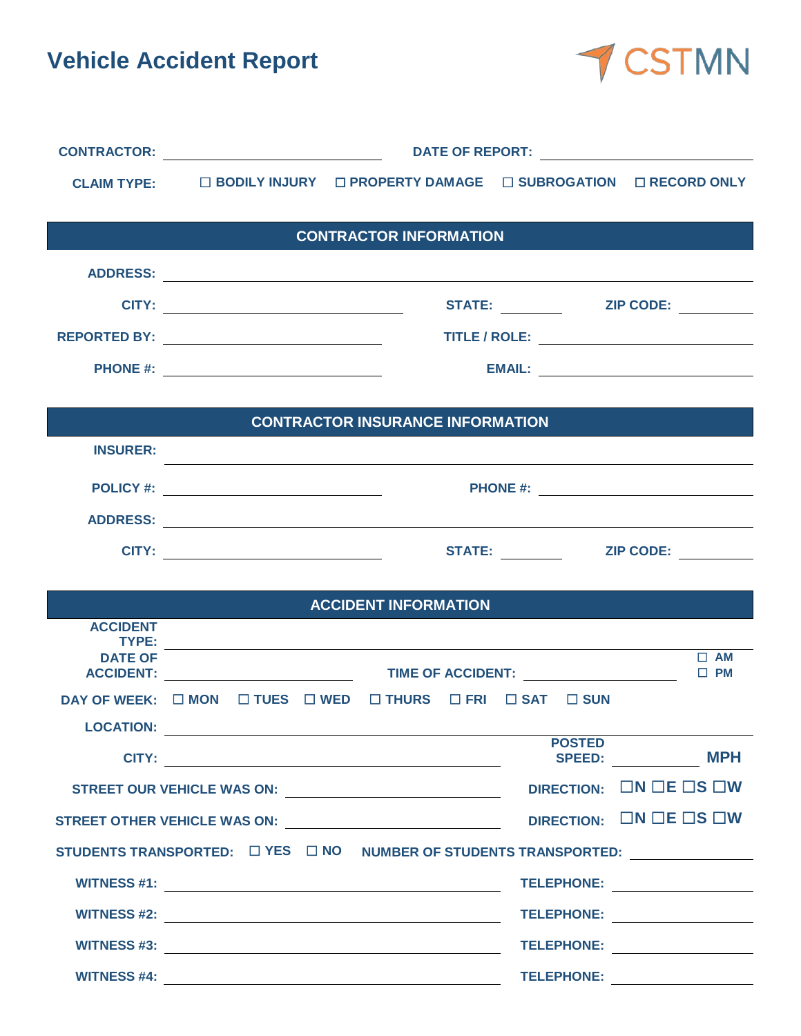# Vehicle Accident Report

CSTMN

**CONTRACTOR:** ______________________ **DATE OF REPORT:** ______________________

**CLAIM TYPE:** ☐ BODILY INJURY ☐ PROPERTY DAMAGE ☐ SUBROGATION ☐ RECORD ONLY

## CONTRACTOR INFORMATION

**ADDRESS:** ______________________________________________

**CITY:** ______________________ **STATE:** __________ **ZIP CODE:** __________

**REPORTED BY:** ______________________ **TITLE / ROLE:** ______________________

**PHONE #:** ______________________ **EMAIL:** ______________________

## CONTRACTOR INSURANCE INFORMATION

**INSURER:** ______________________________________________

**POLICY #:** ______________________ **PHONE #:** ______________________

**ADDRESS:** ______________________________________________

**CITY:** ______________________ **STATE:** __________ **ZIP CODE:** __________

## ACCIDENT INFORMATION

**ACCIDENT TYPE:** ______________________________________________

**DATE OF ACCIDENT:** ______________________ **TIME OF ACCIDENT:** ______________________ ☐ AM ☐ PM

**DAY OF WEEK:** ☐ MON ☐ TUES ☐ WED ☐ THURS ☐ FRI ☐ SAT ☐ SUN

**LOCATION:** ______________________________________________

**CITY:** ______________________ **POSTED SPEED:** __________ **MPH**

**STREET OUR VEHICLE WAS ON:** ______________________ **DIRECTION:** ☐N ☐E ☐S ☐W

**STREET OTHER VEHICLE WAS ON:** ______________________ **DIRECTION:** ☐N ☐E ☐S ☐W

**STUDENTS TRANSPORTED:** ☐ YES ☐ NO **NUMBER OF STUDENTS TRANSPORTED:** __________

**WITNESS #1:** ______________________ **TELEPHONE:** ______________________

**WITNESS #2:** ______________________ **TELEPHONE:** ______________________

**WITNESS #3:** ______________________ **TELEPHONE:** ______________________

**WITNESS #4:** ______________________ **TELEPHONE:** ______________________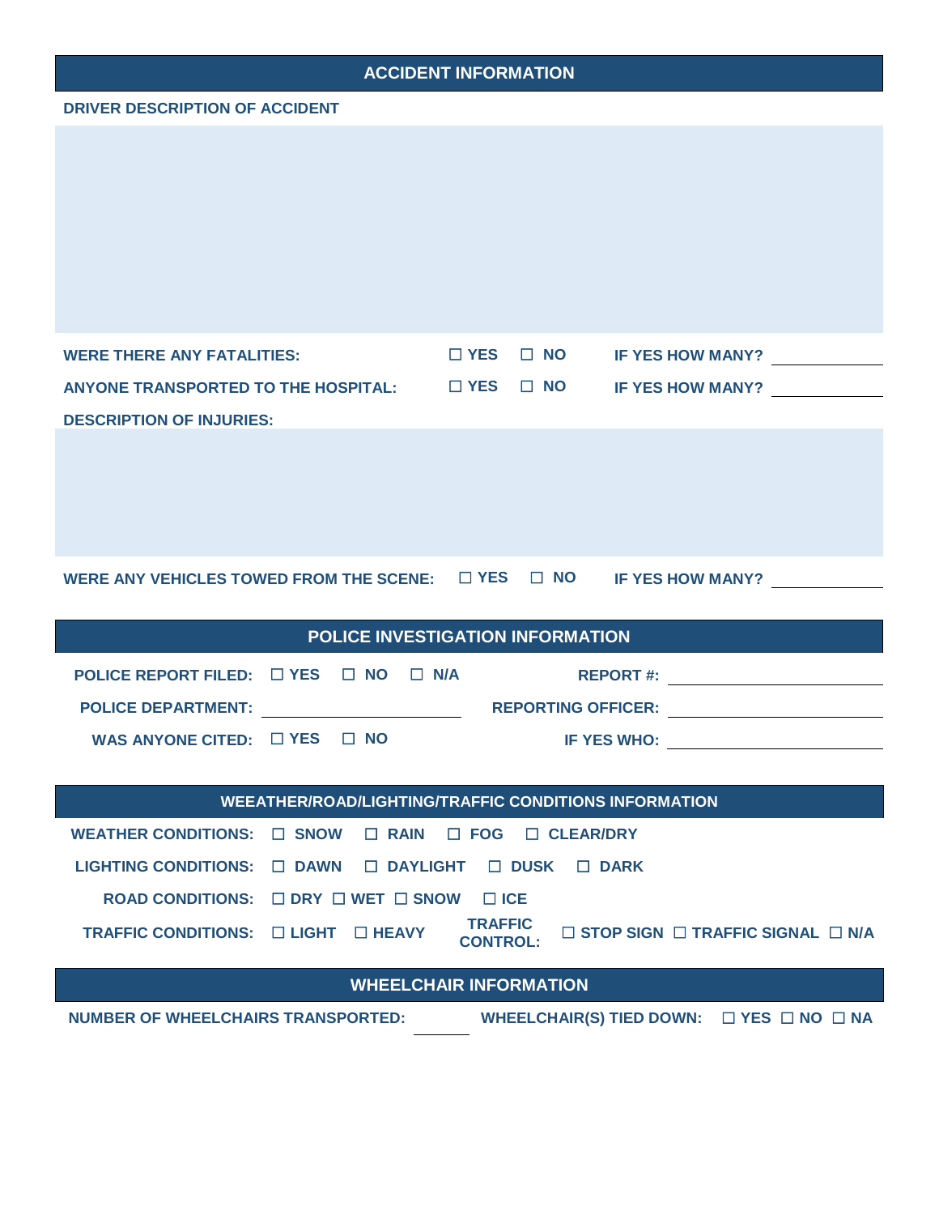## ACCIDENT INFORMATION

**DRIVER DESCRIPTION OF ACCIDENT**

&nbsp;

**WERE THERE ANY FATALITIES:** ☐ YES ☐ NO **IF YES HOW MANY?** ____________

**ANYONE TRANSPORTED TO THE HOSPITAL:** ☐ YES ☐ NO **IF YES HOW MANY?** ____________

**DESCRIPTION OF INJURIES:**

&nbsp;

**WERE ANY VEHICLES TOWED FROM THE SCENE:** ☐ YES ☐ NO **IF YES HOW MANY?** ____________

## POLICE INVESTIGATION INFORMATION

**POLICE REPORT FILED:** ☐ YES ☐ NO ☐ N/A **REPORT #:** ____________________

**POLICE DEPARTMENT:** ____________________ **REPORTING OFFICER:** ____________________

**WAS ANYONE CITED:** ☐ YES ☐ NO **IF YES WHO:** ____________________

## WEEATHER/ROAD/LIGHTING/TRAFFIC CONDITIONS INFORMATION

**WEATHER CONDITIONS:** ☐ SNOW ☐ RAIN ☐ FOG ☐ CLEAR/DRY

**LIGHTING CONDITIONS:** ☐ DAWN ☐ DAYLIGHT ☐ DUSK ☐ DARK

**ROAD CONDITIONS:** ☐ DRY ☐ WET ☐ SNOW ☐ ICE

**TRAFFIC CONDITIONS:** ☐ LIGHT ☐ HEAVY **TRAFFIC CONTROL:** ☐ STOP SIGN ☐ TRAFFIC SIGNAL ☐ N/A

## WHEELCHAIR INFORMATION

**NUMBER OF WHEELCHAIRS TRANSPORTED:** ________ **WHEELCHAIR(S) TIED DOWN:** ☐ YES ☐ NO ☐ NA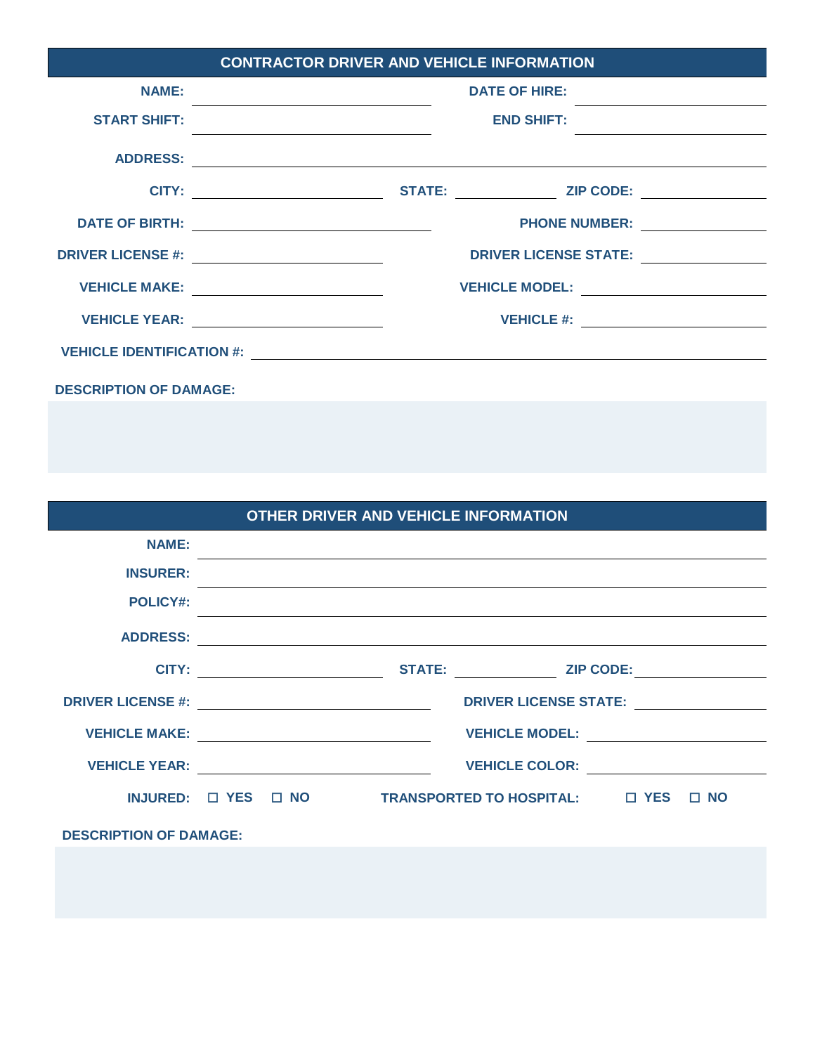## CONTRACTOR DRIVER AND VEHICLE INFORMATION

**NAME:** ______________________ **DATE OF HIRE:** ______________________

**START SHIFT:** ______________________ **END SHIFT:** ______________________

**ADDRESS:** ______________________________________________

**CITY:** ______________ **STATE:** __________ **ZIP CODE:** __________

**DATE OF BIRTH:** ______________________ **PHONE NUMBER:** ______________

**DRIVER LICENSE #:** ______________________ **DRIVER LICENSE STATE:** ______________

**VEHICLE MAKE:** ______________________ **VEHICLE MODEL:** ______________________

**VEHICLE YEAR:** ______________________ **VEHICLE #:** ______________________

**VEHICLE IDENTIFICATION #:** ______________________________________________

**DESCRIPTION OF DAMAGE:**

## OTHER DRIVER AND VEHICLE INFORMATION

**NAME:** ______________________________________________

**INSURER:** ______________________________________________

**POLICY#:** ______________________________________________

**ADDRESS:** ______________________________________________

**CITY:** ______________ **STATE:** __________ **ZIP CODE:** __________

**DRIVER LICENSE #:** ______________________ **DRIVER LICENSE STATE:** ______________

**VEHICLE MAKE:** ______________________ **VEHICLE MODEL:** ______________________

**VEHICLE YEAR:** ______________________ **VEHICLE COLOR:** ______________________

**INJURED:** ☐ YES ☐ NO **TRANSPORTED TO HOSPITAL:** ☐ YES ☐ NO

**DESCRIPTION OF DAMAGE:**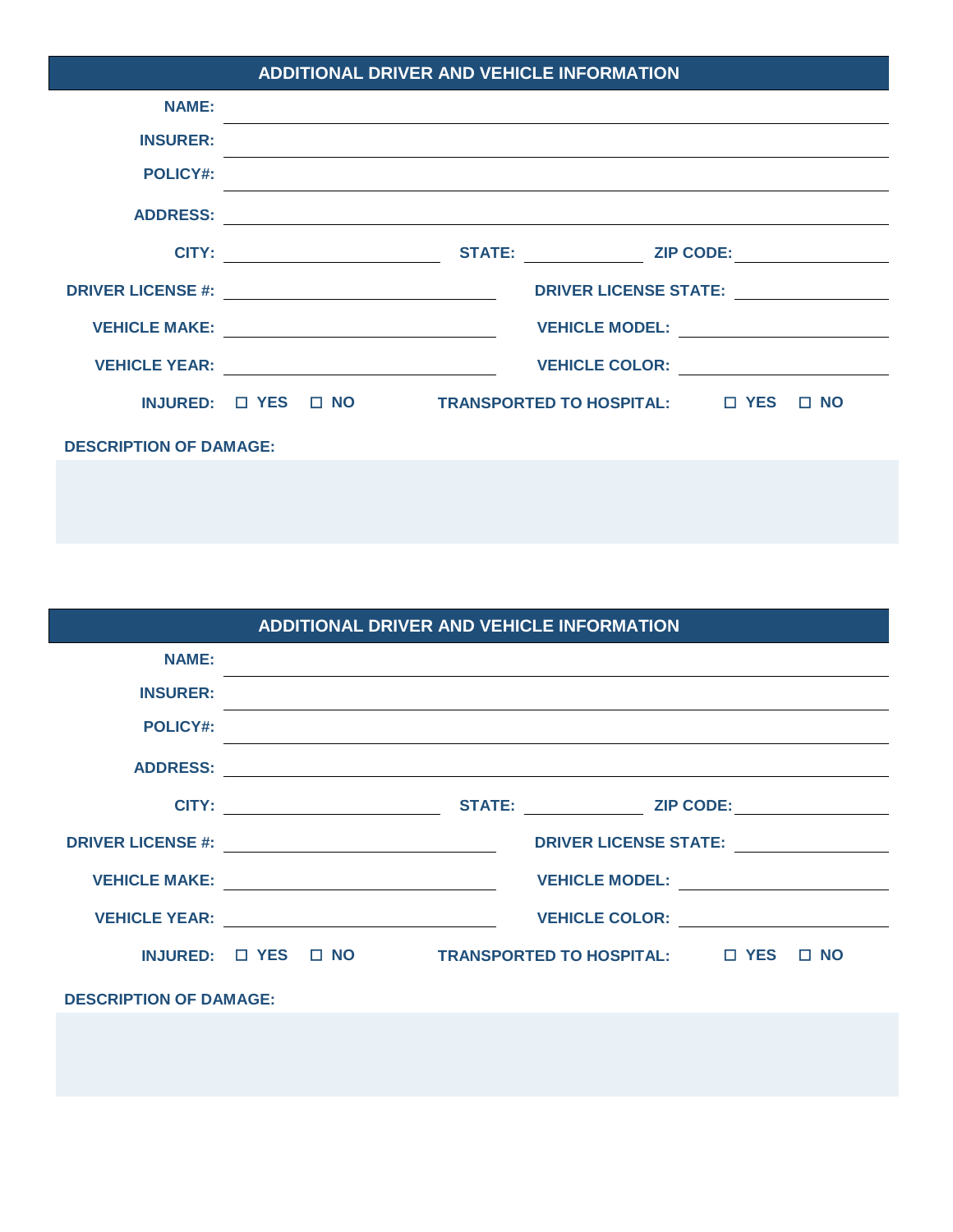## ADDITIONAL DRIVER AND VEHICLE INFORMATION

**NAME:** ______________________________

**INSURER:** ______________________________

**POLICY#:** ______________________________

**ADDRESS:** ______________________________

**CITY:** ______________ **STATE:** ________ **ZIP CODE:** __________

**DRIVER LICENSE #:** ______________ **DRIVER LICENSE STATE:** __________

**VEHICLE MAKE:** ______________ **VEHICLE MODEL:** __________

**VEHICLE YEAR:** ______________ **VEHICLE COLOR:** __________

**INJURED:** ☐ **YES** ☐ **NO** **TRANSPORTED TO HOSPITAL:** ☐ **YES** ☐ **NO**

**DESCRIPTION OF DAMAGE:**

## ADDITIONAL DRIVER AND VEHICLE INFORMATION

**NAME:** ______________________________

**INSURER:** ______________________________

**POLICY#:** ______________________________

**ADDRESS:** ______________________________

**CITY:** ______________ **STATE:** ________ **ZIP CODE:** __________

**DRIVER LICENSE #:** ______________ **DRIVER LICENSE STATE:** __________

**VEHICLE MAKE:** ______________ **VEHICLE MODEL:** __________

**VEHICLE YEAR:** ______________ **VEHICLE COLOR:** __________

**INJURED:** ☐ **YES** ☐ **NO** **TRANSPORTED TO HOSPITAL:** ☐ **YES** ☐ **NO**

**DESCRIPTION OF DAMAGE:**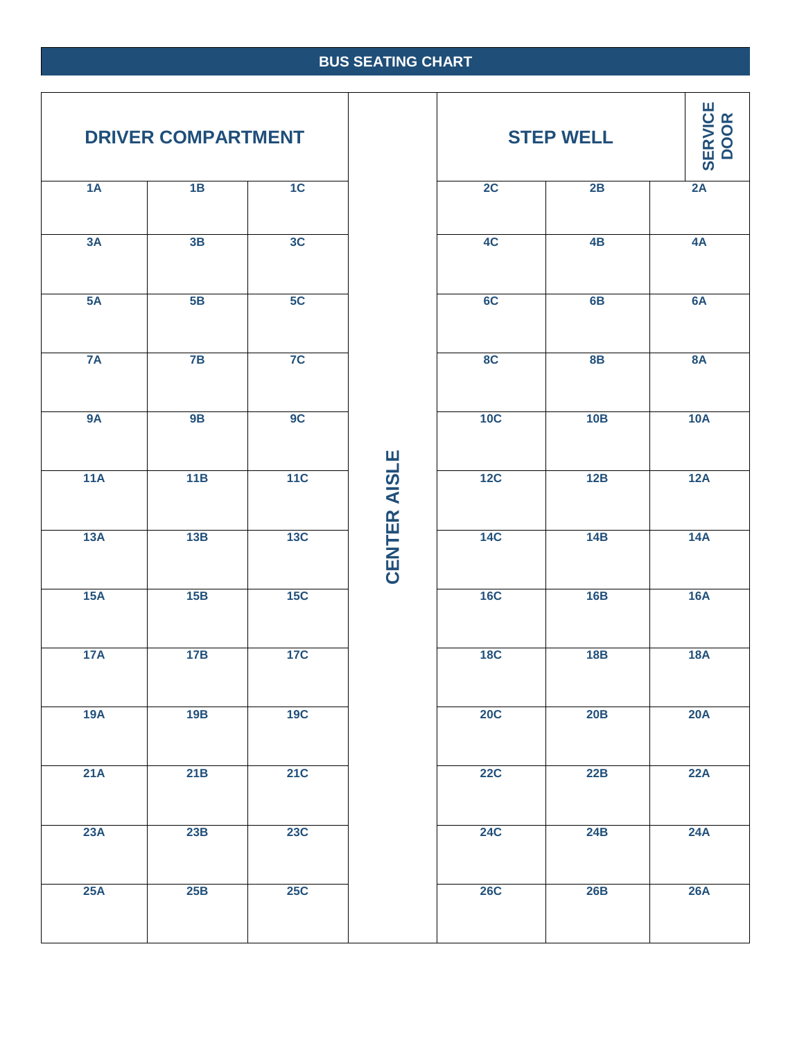# BUS SEATING CHART

| DRIVER COMPARTMENT | | | CENTER AISLE | STEP WELL | | SERVICE DOOR |
|---|---|---|---|---|---|---|
| 1A | 1B | 1C | | 2C | 2B | 2A |
| 3A | 3B | 3C | | 4C | 4B | 4A |
| 5A | 5B | 5C | | 6C | 6B | 6A |
| 7A | 7B | 7C | | 8C | 8B | 8A |
| 9A | 9B | 9C | | 10C | 10B | 10A |
| 11A | 11B | 11C | | 12C | 12B | 12A |
| 13A | 13B | 13C | | 14C | 14B | 14A |
| 15A | 15B | 15C | | 16C | 16B | 16A |
| 17A | 17B | 17C | | 18C | 18B | 18A |
| 19A | 19B | 19C | | 20C | 20B | 20A |
| 21A | 21B | 21C | | 22C | 22B | 22A |
| 23A | 23B | 23C | | 24C | 24B | 24A |
| 25A | 25B | 25C | | 26C | 26B | 26A |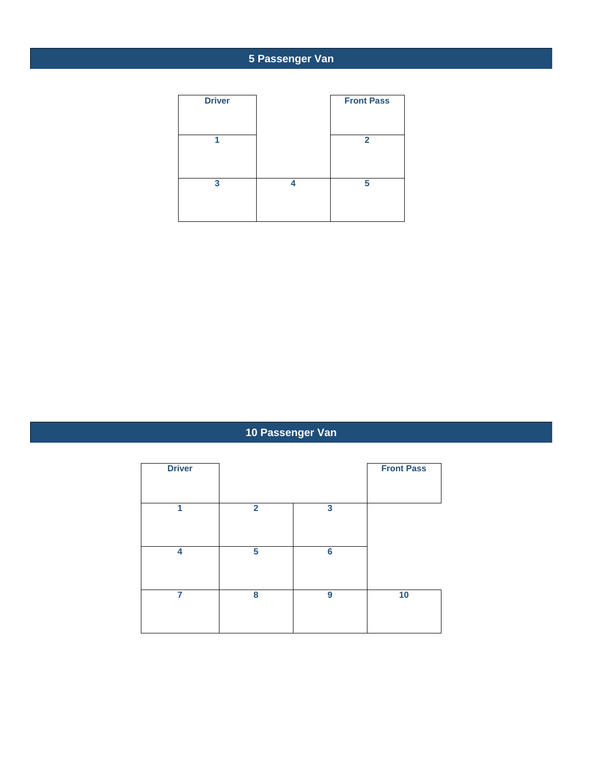## 5 Passenger Van

| Driver | | Front Pass |
|---|---|---|
| 1 | | 2 |
| 3 | 4 | 5 |

## 10 Passenger Van

| Driver | | | Front Pass |
|---|---|---|---|
| 1 | 2 | 3 | |
| 4 | 5 | 6 | |
| 7 | 8 | 9 | 10 |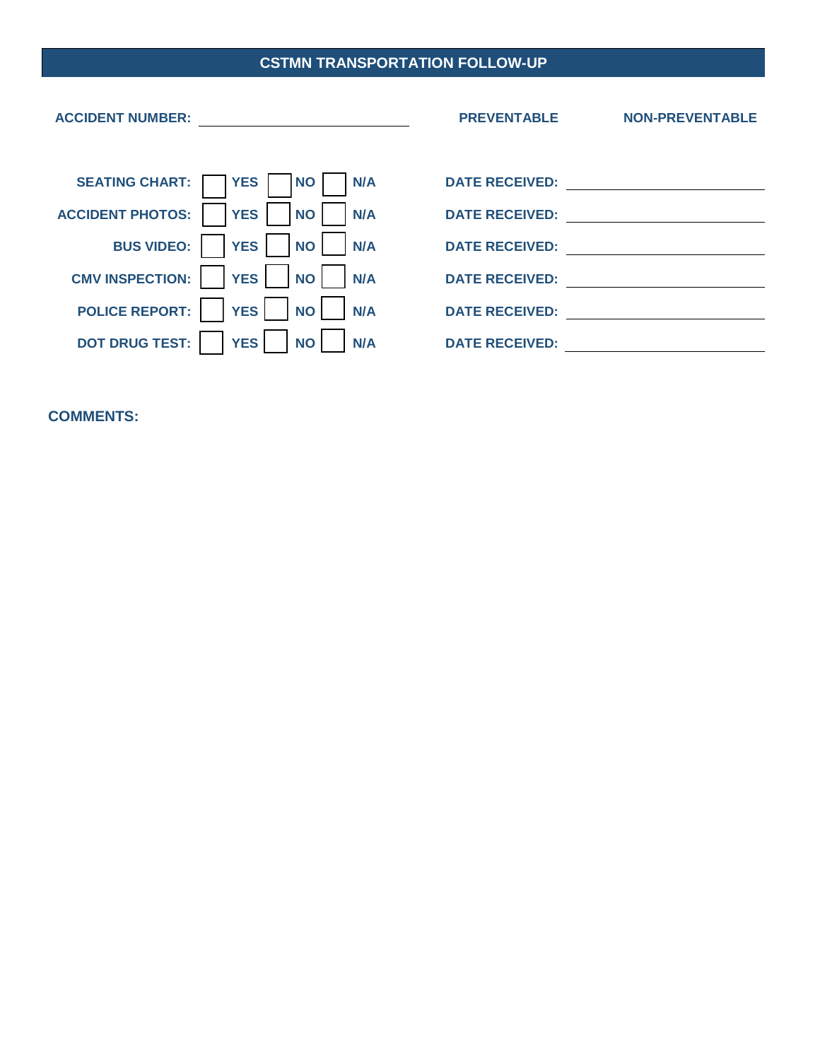# CSTMN TRANSPORTATION FOLLOW-UP

**ACCIDENT NUMBER:** ______________________ **PREVENTABLE** **NON-PREVENTABLE**

| | | | | |
|---|---|---|---|---|
| **SEATING CHART:** | ☐ **YES** | ☐ **NO** | ☐ **N/A** | **DATE RECEIVED:** ______________________ |
| **ACCIDENT PHOTOS:** | ☐ **YES** | ☐ **NO** | ☐ **N/A** | **DATE RECEIVED:** ______________________ |
| **BUS VIDEO:** | ☐ **YES** | ☐ **NO** | ☐ **N/A** | **DATE RECEIVED:** ______________________ |
| **CMV INSPECTION:** | ☐ **YES** | ☐ **NO** | ☐ **N/A** | **DATE RECEIVED:** ______________________ |
| **POLICE REPORT:** | ☐ **YES** | ☐ **NO** | ☐ **N/A** | **DATE RECEIVED:** ______________________ |
| **DOT DRUG TEST:** | ☐ **YES** | ☐ **NO** | ☐ **N/A** | **DATE RECEIVED:** ______________________ |

**COMMENTS:**